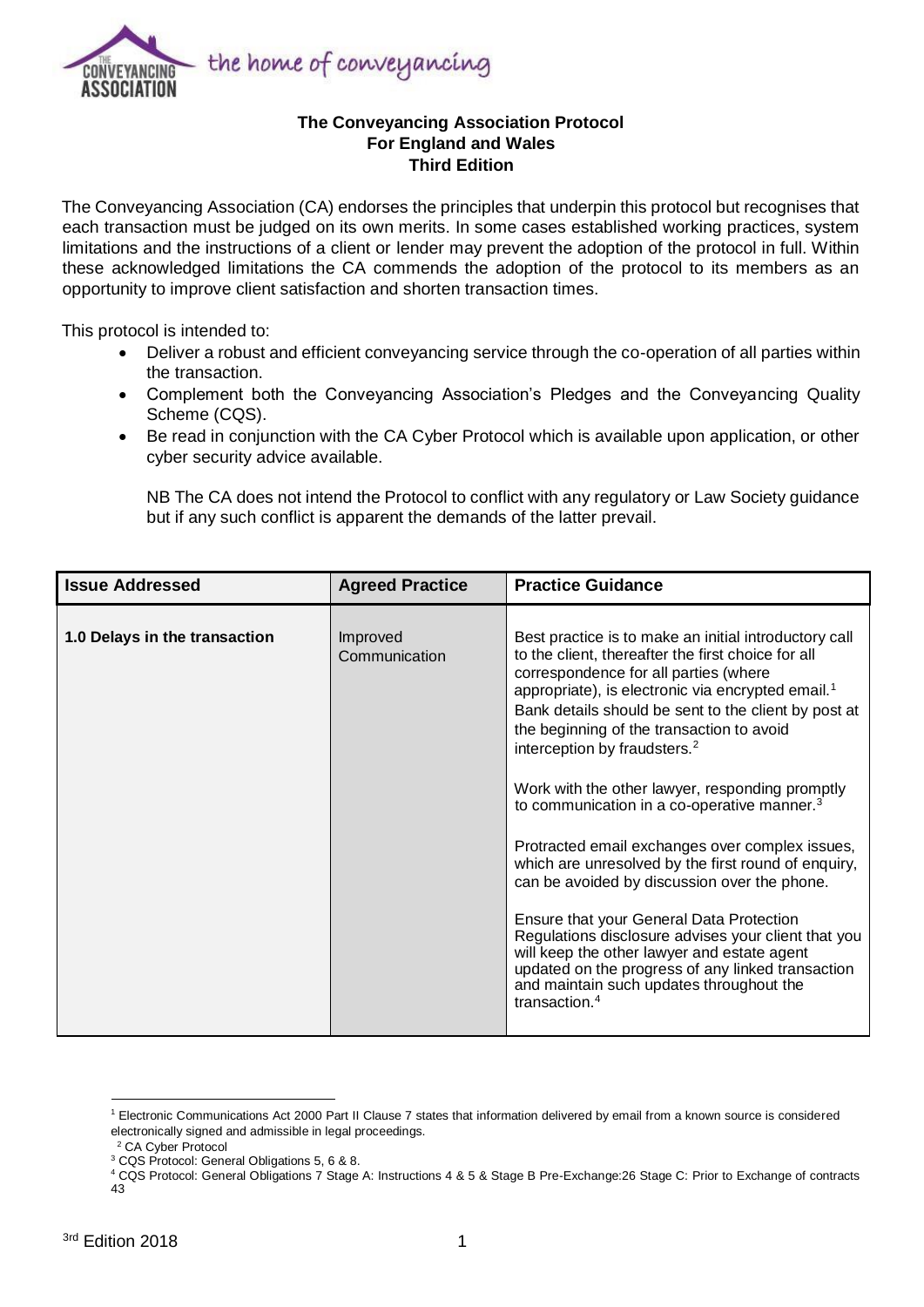# The Conveyancing Association Protocol
## For England and Wales
## Third Edition

The Conveyancing Association (CA) endorses the principles that underpin this protocol but recognises that each transaction must be judged on its own merits. In some cases established working practices, system limitations and the instructions of a client or lender may prevent the adoption of the protocol in full. Within these acknowledged limitations the CA commends the adoption of the protocol to its members as an opportunity to improve client satisfaction and shorten transaction times.

This protocol is intended to:

- Deliver a robust and efficient conveyancing service through the co-operation of all parties within the transaction.
- Complement both the Conveyancing Association's Pledges and the Conveyancing Quality Scheme (CQS).
- Be read in conjunction with the CA Cyber Protocol which is available upon application, or other cyber security advice available.

NB The CA does not intend the Protocol to conflict with any regulatory or Law Society guidance but if any such conflict is apparent the demands of the latter prevail.

| Issue Addressed | Agreed Practice | Practice Guidance |
|---|---|---|
| **1.0 Delays in the transaction** | Improved Communication | Best practice is to make an initial introductory call to the client, thereafter the first choice for all correspondence for all parties (where appropriate), is electronic via encrypted email.[1] Bank details should be sent to the client by post at the beginning of the transaction to avoid interception by fraudsters.[2]<br><br>Work with the other lawyer, responding promptly to communication in a co-operative manner.[3]<br><br>Protracted email exchanges over complex issues, which are unresolved by the first round of enquiry, can be avoided by discussion over the phone.<br><br>Ensure that your General Data Protection Regulations disclosure advises your client that you will keep the other lawyer and estate agent updated on the progress of any linked transaction and maintain such updates throughout the transaction.[4] |

[1] Electronic Communications Act 2000 Part II Clause 7 states that information delivered by email from a known source is considered electronically signed and admissible in legal proceedings.

[2] CA Cyber Protocol

[3] CQS Protocol: General Obligations 5, 6 & 8.

[4] CQS Protocol: General Obligations 7 Stage A: Instructions 4 & 5 & Stage B Pre-Exchange:26 Stage C: Prior to Exchange of contracts 43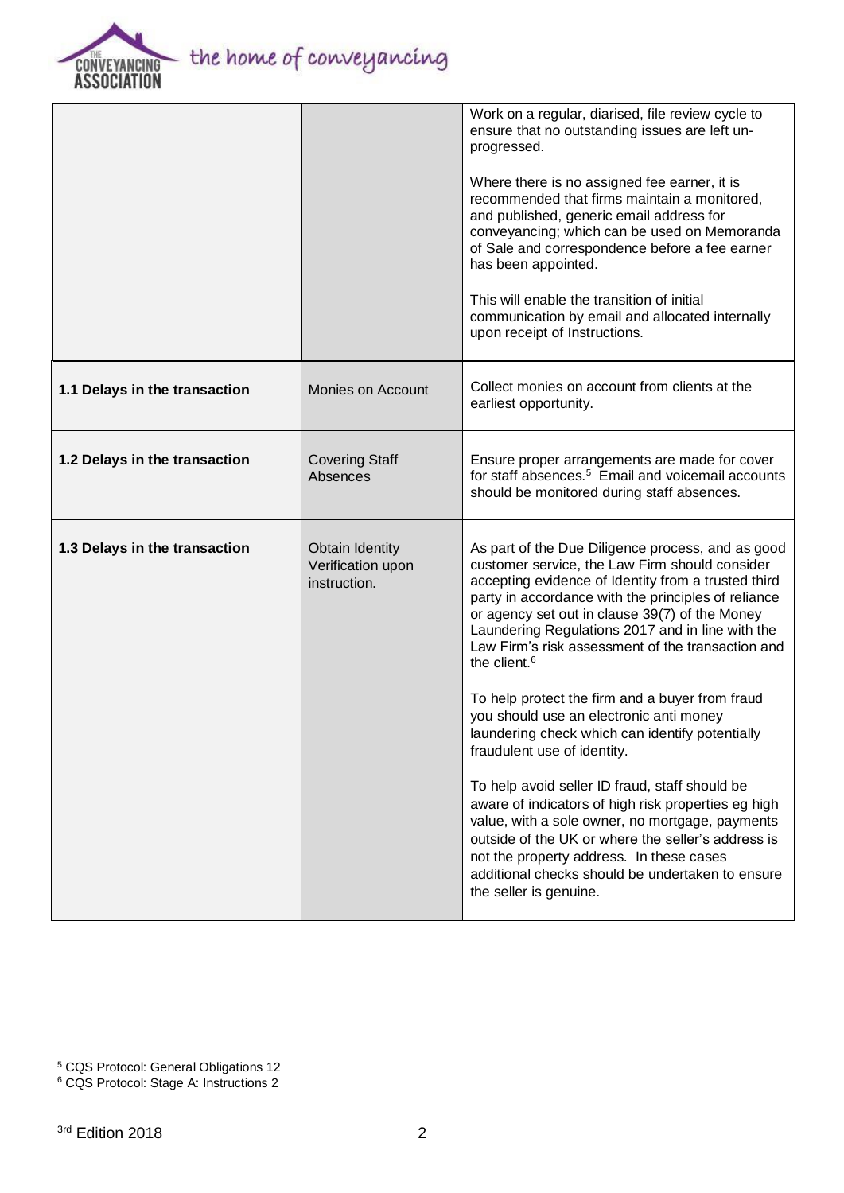| | | |
|---|---|---|
| | | Work on a regular, diarised, file review cycle to ensure that no outstanding issues are left un-progressed.<br><br>Where there is no assigned fee earner, it is recommended that firms maintain a monitored, and published, generic email address for conveyancing; which can be used on Memoranda of Sale and correspondence before a fee earner has been appointed.<br><br>This will enable the transition of initial communication by email and allocated internally upon receipt of Instructions. |
| **1.1 Delays in the transaction** | Monies on Account | Collect monies on account from clients at the earliest opportunity. |
| **1.2 Delays in the transaction** | Covering Staff Absences | Ensure proper arrangements are made for cover for staff absences.[5] Email and voicemail accounts should be monitored during staff absences. |
| **1.3 Delays in the transaction** | Obtain Identity Verification upon instruction. | As part of the Due Diligence process, and as good customer service, the Law Firm should consider accepting evidence of Identity from a trusted third party in accordance with the principles of reliance or agency set out in clause 39(7) of the Money Laundering Regulations 2017 and in line with the Law Firm's risk assessment of the transaction and the client.[6]<br><br>To help protect the firm and a buyer from fraud you should use an electronic anti money laundering check which can identify potentially fraudulent use of identity.<br><br>To help avoid seller ID fraud, staff should be aware of indicators of high risk properties eg high value, with a sole owner, no mortgage, payments outside of the UK or where the seller's address is not the property address. In these cases additional checks should be undertaken to ensure the seller is genuine. |

[5] CQS Protocol: General Obligations 12

[6] CQS Protocol: Stage A: Instructions 2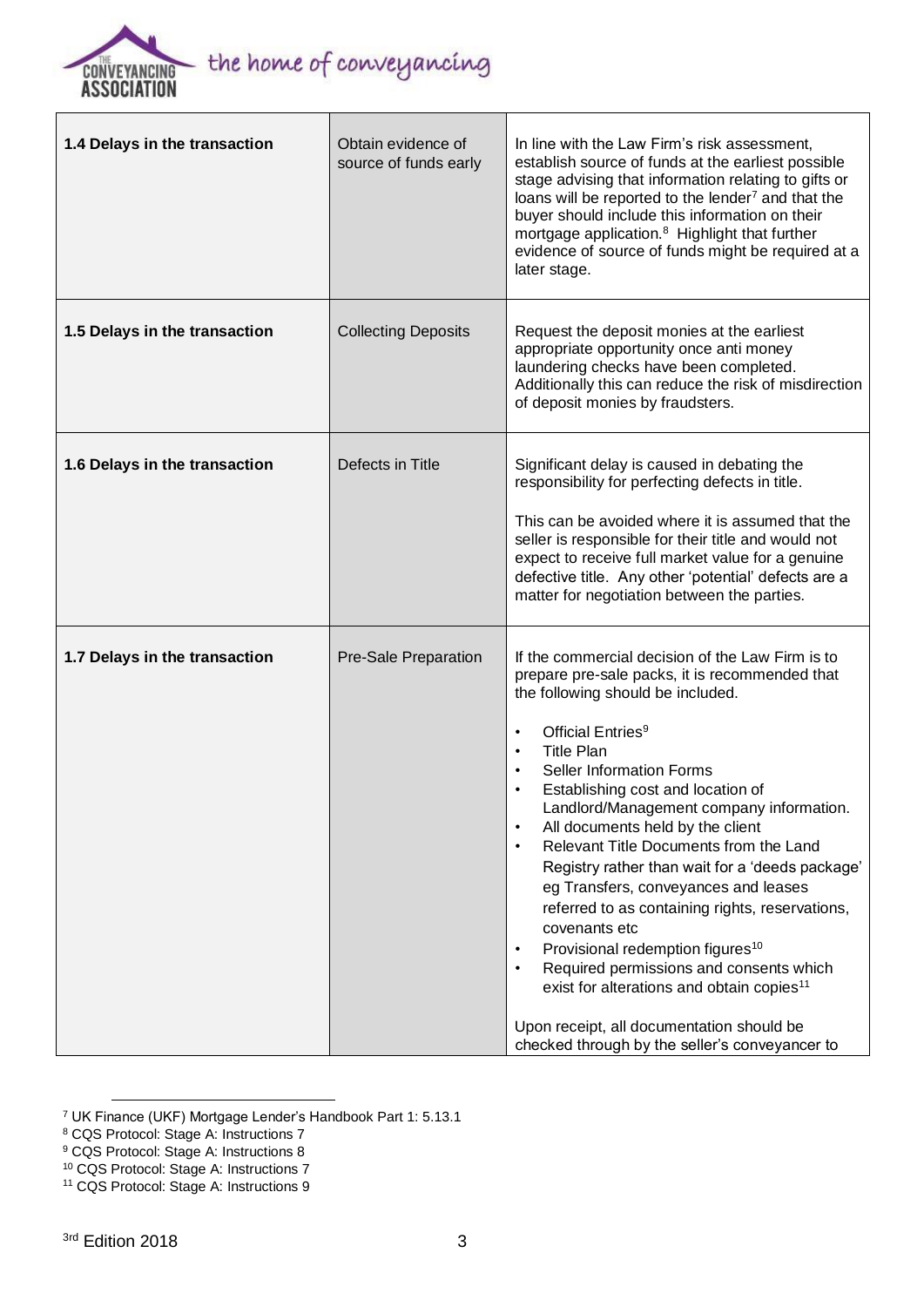| 1.4 Delays in the transaction | Obtain evidence of source of funds early | In line with the Law Firm's risk assessment, establish source of funds at the earliest possible stage advising that information relating to gifts or loans will be reported to the lender[7] and that the buyer should include this information on their mortgage application.[8] Highlight that further evidence of source of funds might be required at a later stage. |
|---|---|---|
| **1.5 Delays in the transaction** | Collecting Deposits | Request the deposit monies at the earliest appropriate opportunity once anti money laundering checks have been completed. Additionally this can reduce the risk of misdirection of deposit monies by fraudsters. |
| **1.6 Delays in the transaction** | Defects in Title | Significant delay is caused in debating the responsibility for perfecting defects in title.<br><br>This can be avoided where it is assumed that the seller is responsible for their title and would not expect to receive full market value for a genuine defective title. Any other 'potential' defects are a matter for negotiation between the parties. |
| **1.7 Delays in the transaction** | Pre-Sale Preparation | If the commercial decision of the Law Firm is to prepare pre-sale packs, it is recommended that the following should be included.<br><br>• Official Entries[9]<br>• Title Plan<br>• Seller Information Forms<br>• Establishing cost and location of Landlord/Management company information.<br>• All documents held by the client<br>• Relevant Title Documents from the Land Registry rather than wait for a 'deeds package' eg Transfers, conveyances and leases referred to as containing rights, reservations, covenants etc<br>• Provisional redemption figures[10]<br>• Required permissions and consents which exist for alterations and obtain copies[11]<br><br>Upon receipt, all documentation should be checked through by the seller's conveyancer to |

[7] UK Finance (UKF) Mortgage Lender's Handbook Part 1: 5.13.1
[8] CQS Protocol: Stage A: Instructions 7
[9] CQS Protocol: Stage A: Instructions 8
[10] CQS Protocol: Stage A: Instructions 7
[11] CQS Protocol: Stage A: Instructions 9

3rd Edition 2018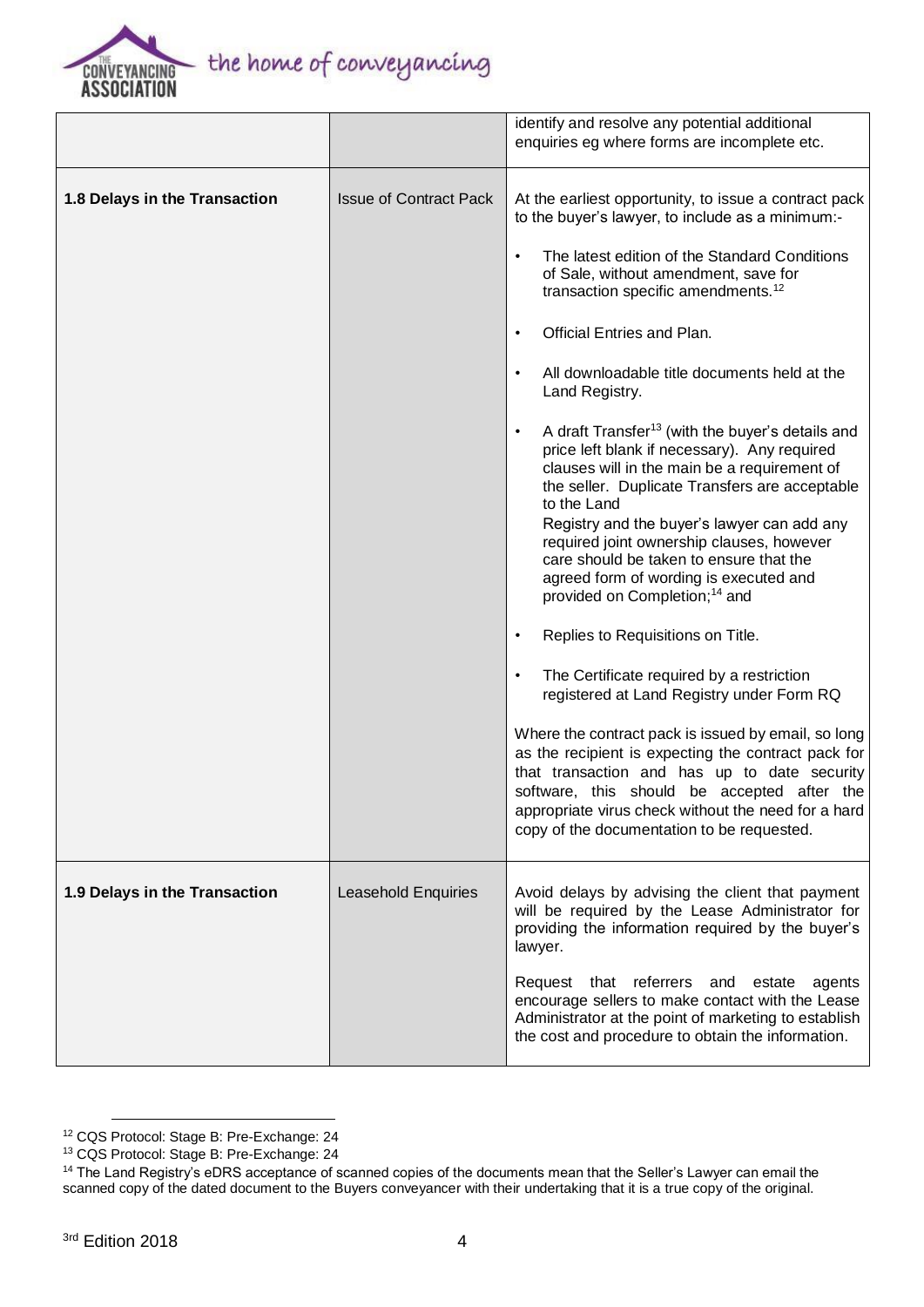| | | |
|---|---|---|
| | | identify and resolve any potential additional enquiries eg where forms are incomplete etc. |
| **1.8 Delays in the Transaction** | Issue of Contract Pack | At the earliest opportunity, to issue a contract pack to the buyer's lawyer, to include as a minimum:-<br><br>• The latest edition of the Standard Conditions of Sale, without amendment, save for transaction specific amendments.[12]<br><br>• Official Entries and Plan.<br><br>• All downloadable title documents held at the Land Registry.<br><br>• A draft Transfer[13] (with the buyer's details and price left blank if necessary). Any required clauses will in the main be a requirement of the seller. Duplicate Transfers are acceptable to the Land Registry and the buyer's lawyer can add any required joint ownership clauses, however care should be taken to ensure that the agreed form of wording is executed and provided on Completion;[14] and<br><br>• Replies to Requisitions on Title.<br><br>• The Certificate required by a restriction registered at Land Registry under Form RQ<br><br>Where the contract pack is issued by email, so long as the recipient is expecting the contract pack for that transaction and has up to date security software, this should be accepted after the appropriate virus check without the need for a hard copy of the documentation to be requested. |
| **1.9 Delays in the Transaction** | Leasehold Enquiries | Avoid delays by advising the client that payment will be required by the Lease Administrator for providing the information required by the buyer's lawyer.<br><br>Request that referrers and estate agents encourage sellers to make contact with the Lease Administrator at the point of marketing to establish the cost and procedure to obtain the information. |

[12] CQS Protocol: Stage B: Pre-Exchange: 24

[13] CQS Protocol: Stage B: Pre-Exchange: 24

[14] The Land Registry's eDRS acceptance of scanned copies of the documents mean that the Seller's Lawyer can email the scanned copy of the dated document to the Buyers conveyancer with their undertaking that it is a true copy of the original.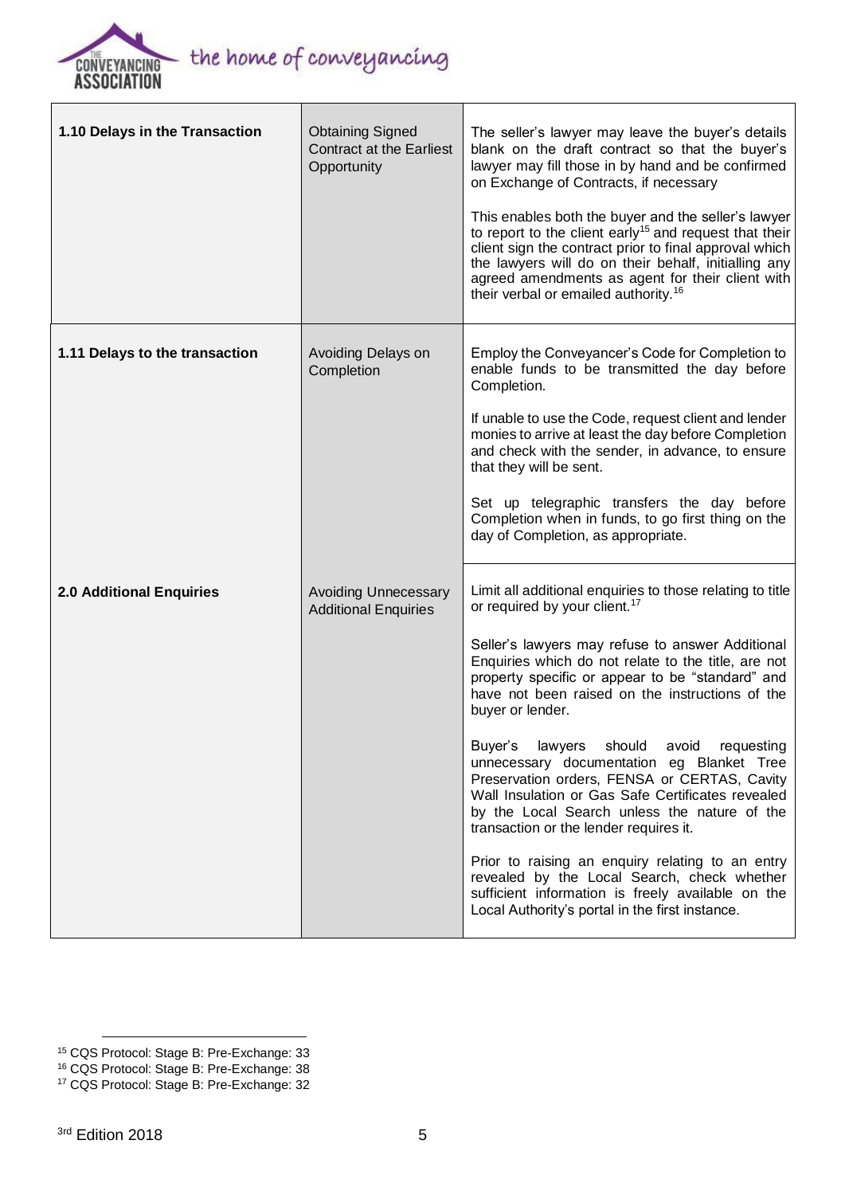| | | |
|---|---|---|
| **1.10 Delays in the Transaction** | Obtaining Signed Contract at the Earliest Opportunity | The seller's lawyer may leave the buyer's details blank on the draft contract so that the buyer's lawyer may fill those in by hand and be confirmed on Exchange of Contracts, if necessary<br><br>This enables both the buyer and the seller's lawyer to report to the client early[15] and request that their client sign the contract prior to final approval which the lawyers will do on their behalf, initialling any agreed amendments as agent for their client with their verbal or emailed authority.[16] |
| **1.11 Delays to the transaction** | Avoiding Delays on Completion | Employ the Conveyancer's Code for Completion to enable funds to be transmitted the day before Completion.<br><br>If unable to use the Code, request client and lender monies to arrive at least the day before Completion and check with the sender, in advance, to ensure that they will be sent.<br><br>Set up telegraphic transfers the day before Completion when in funds, to go first thing on the day of Completion, as appropriate. |
| **2.0 Additional Enquiries** | Avoiding Unnecessary Additional Enquiries | Limit all additional enquiries to those relating to title or required by your client.[17]<br><br>Seller's lawyers may refuse to answer Additional Enquiries which do not relate to the title, are not property specific or appear to be "standard" and have not been raised on the instructions of the buyer or lender.<br><br>Buyer's lawyers should avoid requesting unnecessary documentation eg Blanket Tree Preservation orders, FENSA or CERTAS, Cavity Wall Insulation or Gas Safe Certificates revealed by the Local Search unless the nature of the transaction or the lender requires it.<br><br>Prior to raising an enquiry relating to an entry revealed by the Local Search, check whether sufficient information is freely available on the Local Authority's portal in the first instance. |

[15] CQS Protocol: Stage B: Pre-Exchange: 33

[16] CQS Protocol: Stage B: Pre-Exchange: 38

[17] CQS Protocol: Stage B: Pre-Exchange: 32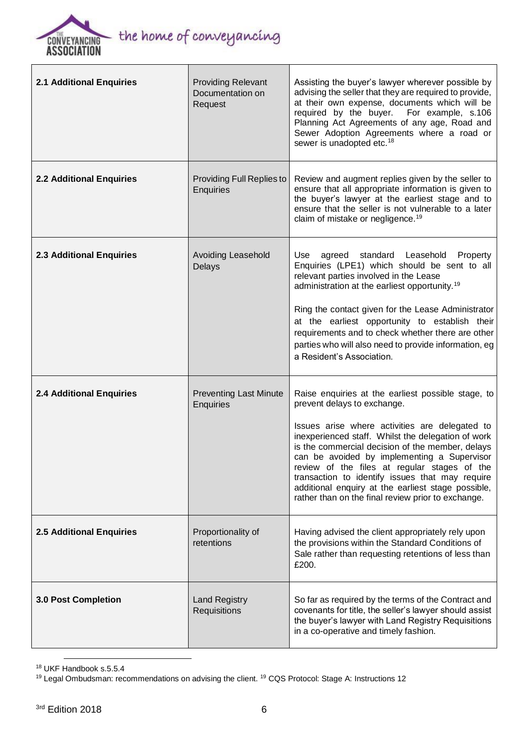| 2.1 Additional Enquiries | Providing Relevant Documentation on Request | Assisting the buyer's lawyer wherever possible by advising the seller that they are required to provide, at their own expense, documents which will be required by the buyer. For example, s.106 Planning Act Agreements of any age, Road and Sewer Adoption Agreements where a road or sewer is unadopted etc.[18] |
|---|---|---|
| **2.2 Additional Enquiries** | Providing Full Replies to Enquiries | Review and augment replies given by the seller to ensure that all appropriate information is given to the buyer's lawyer at the earliest stage and to ensure that the seller is not vulnerable to a later claim of mistake or negligence.[19] |
| **2.3 Additional Enquiries** | Avoiding Leasehold Delays | Use agreed standard Leasehold Property Enquiries (LPE1) which should be sent to all relevant parties involved in the Lease administration at the earliest opportunity.[19]<br><br>Ring the contact given for the Lease Administrator at the earliest opportunity to establish their requirements and to check whether there are other parties who will also need to provide information, eg a Resident's Association. |
| **2.4 Additional Enquiries** | Preventing Last Minute Enquiries | Raise enquiries at the earliest possible stage, to prevent delays to exchange.<br><br>Issues arise where activities are delegated to inexperienced staff. Whilst the delegation of work is the commercial decision of the member, delays can be avoided by implementing a Supervisor review of the files at regular stages of the transaction to identify issues that may require additional enquiry at the earliest stage possible, rather than on the final review prior to exchange. |
| **2.5 Additional Enquiries** | Proportionality of retentions | Having advised the client appropriately rely upon the provisions within the Standard Conditions of Sale rather than requesting retentions of less than £200. |
| **3.0 Post Completion** | Land Registry Requisitions | So far as required by the terms of the Contract and covenants for title, the seller's lawyer should assist the buyer's lawyer with Land Registry Requisitions in a co-operative and timely fashion. |

[18] UKF Handbook s.5.5.4

[19] Legal Ombudsman: recommendations on advising the client. [19] CQS Protocol: Stage A: Instructions 12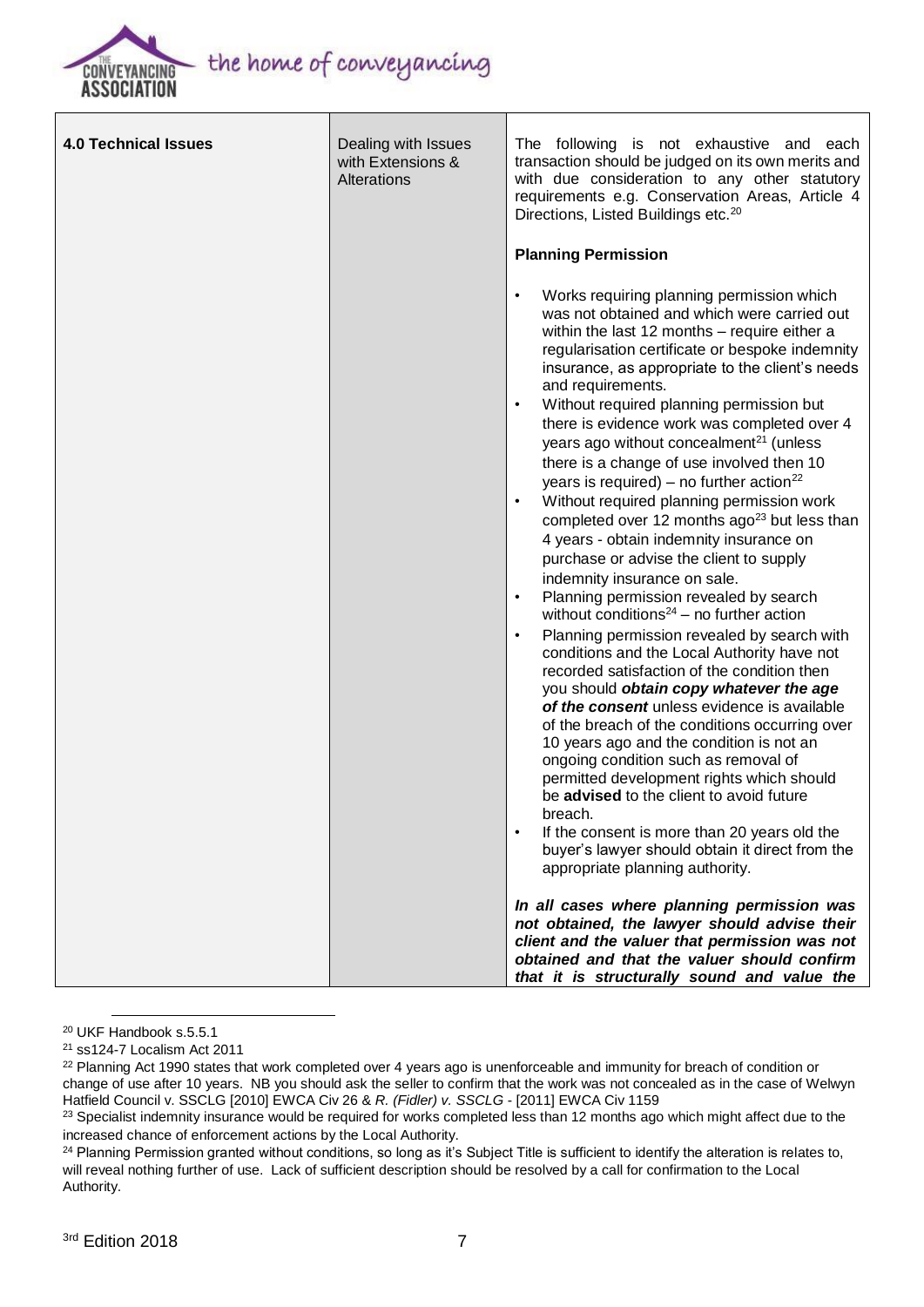| 4.0 Technical Issues | Dealing with Issues with Extensions & Alterations | The following is not exhaustive and each transaction should be judged on its own merits and with due consideration to any other statutory requirements e.g. Conservation Areas, Article 4 Directions, Listed Buildings etc.[20]<br><br>**Planning Permission**<br><br>• Works requiring planning permission which was not obtained and which were carried out within the last 12 months – require either a regularisation certificate or bespoke indemnity insurance, as appropriate to the client's needs and requirements.<br>• Without required planning permission but there is evidence work was completed over 4 years ago without concealment[21] (unless there is a change of use involved then 10 years is required) – no further action[22]<br>• Without required planning permission work completed over 12 months ago[23] but less than 4 years - obtain indemnity insurance on purchase or advise the client to supply indemnity insurance on sale.<br>• Planning permission revealed by search without conditions[24] – no further action<br>• Planning permission revealed by search with conditions and the Local Authority have not recorded satisfaction of the condition then you should ***obtain copy whatever the age of the consent*** unless evidence is available of the breach of the conditions occurring over 10 years ago and the condition is not an ongoing condition such as removal of permitted development rights which should be **advised** to the client to avoid future breach.<br>• If the consent is more than 20 years old the buyer's lawyer should obtain it direct from the appropriate planning authority.<br><br>***In all cases where planning permission was not obtained, the lawyer should advise their client and the valuer that permission was not obtained and that the valuer should confirm that it is structurally sound and value the*** |
|---|---|---|

[20] UKF Handbook s.5.5.1

[21] ss124-7 Localism Act 2011

[22] Planning Act 1990 states that work completed over 4 years ago is unenforceable and immunity for breach of condition or change of use after 10 years. NB you should ask the seller to confirm that the work was not concealed as in the case of Welwyn Hatfield Council v. SSCLG [2010] EWCA Civ 26 & *R. (Fidler) v. SSCLG* - [2011] EWCA Civ 1159

[23] Specialist indemnity insurance would be required for works completed less than 12 months ago which might affect due to the increased chance of enforcement actions by the Local Authority.

[24] Planning Permission granted without conditions, so long as it's Subject Title is sufficient to identify the alteration is relates to, will reveal nothing further of use. Lack of sufficient description should be resolved by a call for confirmation to the Local Authority.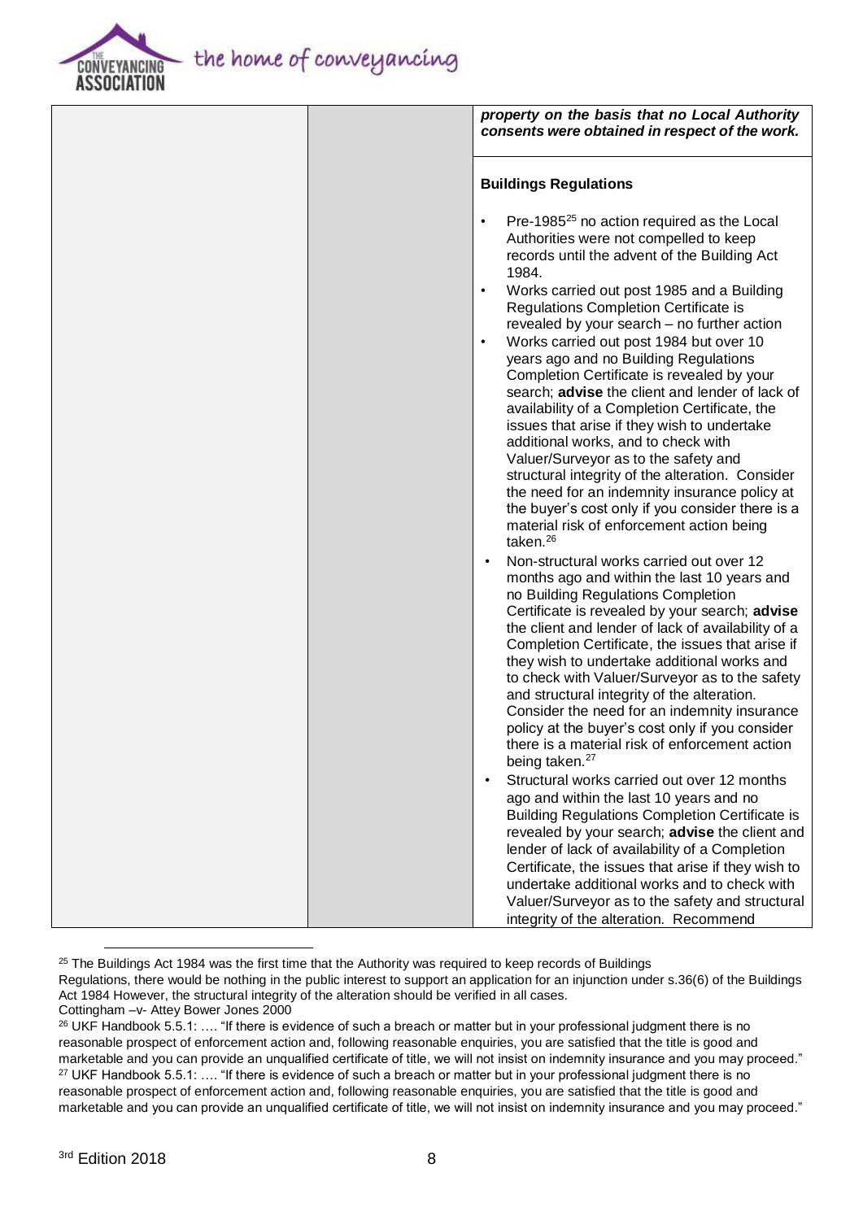| | | ***property on the basis that no Local Authority consents were obtained in respect of the work.*** |
|---|---|---|
| | | **Buildings Regulations**<br><br>• Pre-1985[25] no action required as the Local Authorities were not compelled to keep records until the advent of the Building Act 1984.<br>• Works carried out post 1985 and a Building Regulations Completion Certificate is revealed by your search – no further action<br>• Works carried out post 1984 but over 10 years ago and no Building Regulations Completion Certificate is revealed by your search; **advise** the client and lender of lack of availability of a Completion Certificate, the issues that arise if they wish to undertake additional works, and to check with Valuer/Surveyor as to the safety and structural integrity of the alteration. Consider the need for an indemnity insurance policy at the buyer's cost only if you consider there is a material risk of enforcement action being taken.[26]<br>• Non-structural works carried out over 12 months ago and within the last 10 years and no Building Regulations Completion Certificate is revealed by your search; **advise** the client and lender of lack of availability of a Completion Certificate, the issues that arise if they wish to undertake additional works and to check with Valuer/Surveyor as to the safety and structural integrity of the alteration. Consider the need for an indemnity insurance policy at the buyer's cost only if you consider there is a material risk of enforcement action being taken.[27]<br>• Structural works carried out over 12 months ago and within the last 10 years and no Building Regulations Completion Certificate is revealed by your search; **advise** the client and lender of lack of availability of a Completion Certificate, the issues that arise if they wish to undertake additional works and to check with Valuer/Surveyor as to the safety and structural integrity of the alteration. Recommend |

[25] The Buildings Act 1984 was the first time that the Authority was required to keep records of Buildings Regulations, there would be nothing in the public interest to support an application for an injunction under s.36(6) of the Buildings Act 1984 However, the structural integrity of the alteration should be verified in all cases.
Cottingham –v- Attey Bower Jones 2000

[26] UKF Handbook 5.5.1: …. "If there is evidence of such a breach or matter but in your professional judgment there is no reasonable prospect of enforcement action and, following reasonable enquiries, you are satisfied that the title is good and marketable and you can provide an unqualified certificate of title, we will not insist on indemnity insurance and you may proceed."

[27] UKF Handbook 5.5.1: …. "If there is evidence of such a breach or matter but in your professional judgment there is no reasonable prospect of enforcement action and, following reasonable enquiries, you are satisfied that the title is good and marketable and you can provide an unqualified certificate of title, we will not insist on indemnity insurance and you may proceed."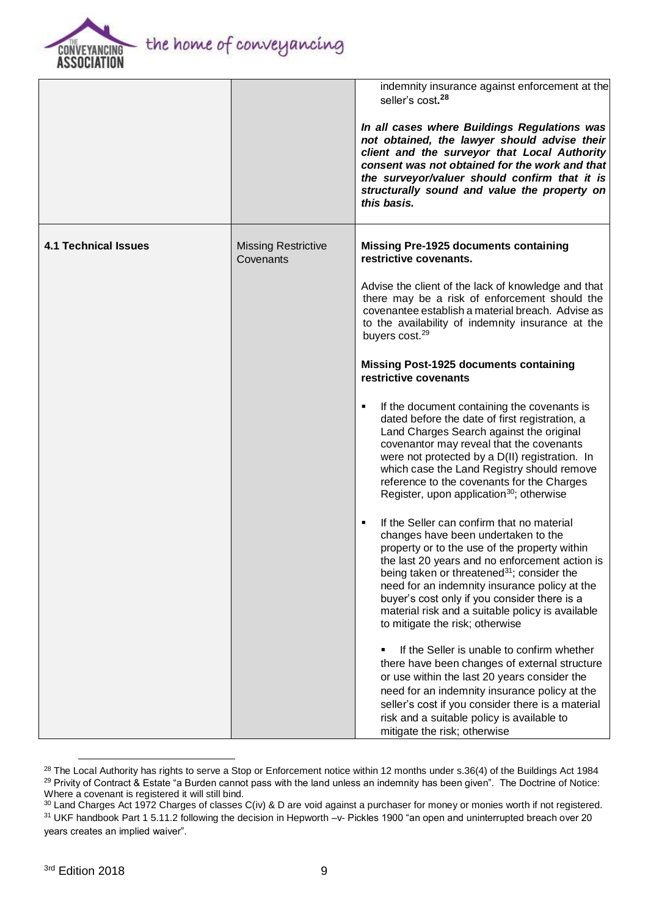| | | |
|---|---|---|
| | | indemnity insurance against enforcement at the seller's cost.**[28]**<br><br>***In all cases where Buildings Regulations was not obtained, the lawyer should advise their client and the surveyor that Local Authority consent was not obtained for the work and that the surveyor/valuer should confirm that it is structurally sound and value the property on this basis.*** |
| **4.1 Technical Issues** | Missing Restrictive Covenants | **Missing Pre-1925 documents containing restrictive covenants.**<br><br>Advise the client of the lack of knowledge and that there may be a risk of enforcement should the covenantee establish a material breach. Advise as to the availability of indemnity insurance at the buyers cost.[29]<br><br>**Missing Post-1925 documents containing restrictive covenants**<br><br>▪ If the document containing the covenants is dated before the date of first registration, a Land Charges Search against the original covenantor may reveal that the covenants were not protected by a D(II) registration. In which case the Land Registry should remove reference to the covenants for the Charges Register, upon application[30]; otherwise<br><br>▪ If the Seller can confirm that no material changes have been undertaken to the property or to the use of the property within the last 20 years and no enforcement action is being taken or threatened[31]; consider the need for an indemnity insurance policy at the buyer's cost only if you consider there is a material risk and a suitable policy is available to mitigate the risk; otherwise<br><br>▪ If the Seller is unable to confirm whether there have been changes of external structure or use within the last 20 years consider the need for an indemnity insurance policy at the seller's cost if you consider there is a material risk and a suitable policy is available to mitigate the risk; otherwise |

[28] The Local Authority has rights to serve a Stop or Enforcement notice within 12 months under s.36(4) of the Buildings Act 1984

[29] Privity of Contract & Estate "a Burden cannot pass with the land unless an indemnity has been given". The Doctrine of Notice: Where a covenant is registered it will still bind.

[30] Land Charges Act 1972 Charges of classes C(iv) & D are void against a purchaser for money or monies worth if not registered.

[31] UKF handbook Part 1 5.11.2 following the decision in Hepworth –v- Pickles 1900 "an open and uninterrupted breach over 20 years creates an implied waiver".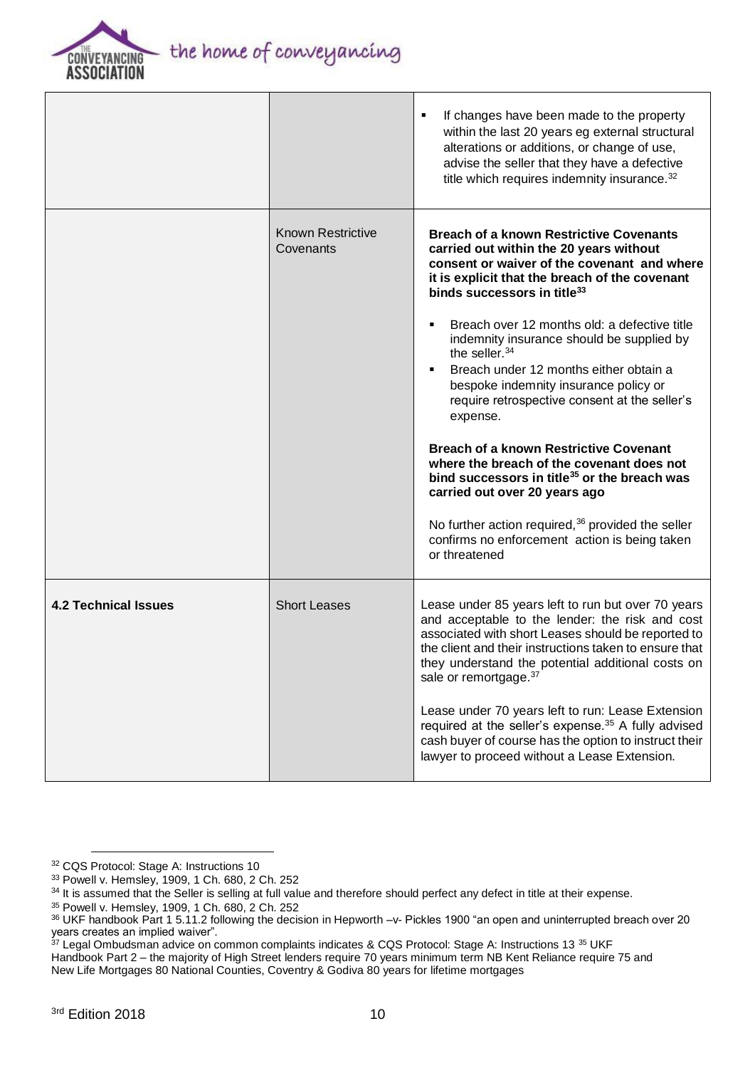| | | • If changes have been made to the property within the last 20 years eg external structural alterations or additions, or change of use, advise the seller that they have a defective title which requires indemnity insurance.[32] |
|---|---|---|
| | Known Restrictive Covenants | **Breach of a known Restrictive Covenants carried out within the 20 years without consent or waiver of the covenant and where it is explicit that the breach of the covenant binds successors in title[33]** <br><br> • Breach over 12 months old: a defective title indemnity insurance should be supplied by the seller.[34] <br> • Breach under 12 months either obtain a bespoke indemnity insurance policy or require retrospective consent at the seller's expense. <br><br> **Breach of a known Restrictive Covenant where the breach of the covenant does not bind successors in title[35] or the breach was carried out over 20 years ago** <br><br> No further action required,[36] provided the seller confirms no enforcement action is being taken or threatened |
| **4.2 Technical Issues** | Short Leases | Lease under 85 years left to run but over 70 years and acceptable to the lender: the risk and cost associated with short Leases should be reported to the client and their instructions taken to ensure that they understand the potential additional costs on sale or remortgage.[37] <br><br> Lease under 70 years left to run: Lease Extension required at the seller's expense.[35] A fully advised cash buyer of course has the option to instruct their lawyer to proceed without a Lease Extension. |

[32] CQS Protocol: Stage A: Instructions 10

[33] Powell v. Hemsley, 1909, 1 Ch. 680, 2 Ch. 252

[34] It is assumed that the Seller is selling at full value and therefore should perfect any defect in title at their expense.

[35] Powell v. Hemsley, 1909, 1 Ch. 680, 2 Ch. 252

[36] UKF handbook Part 1 5.11.2 following the decision in Hepworth –v- Pickles 1900 "an open and uninterrupted breach over 20 years creates an implied waiver".

[37] Legal Ombudsman advice on common complaints indicates & CQS Protocol: Stage A: Instructions 13 [35] UKF Handbook Part 2 – the majority of High Street lenders require 70 years minimum term NB Kent Reliance require 75 and New Life Mortgages 80 National Counties, Coventry & Godiva 80 years for lifetime mortgages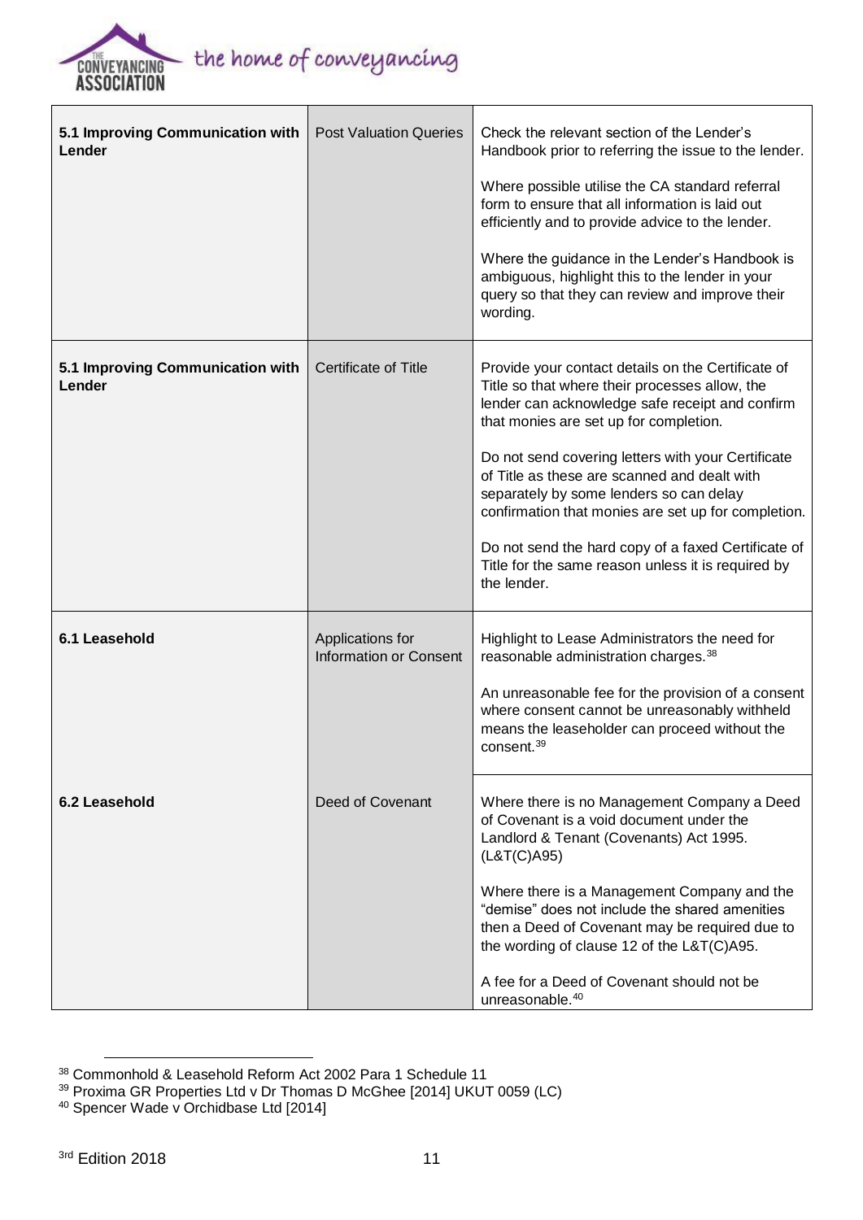| | | |
|---|---|---|
| **5.1 Improving Communication with Lender** | Post Valuation Queries | Check the relevant section of the Lender's Handbook prior to referring the issue to the lender.<br><br>Where possible utilise the CA standard referral form to ensure that all information is laid out efficiently and to provide advice to the lender.<br><br>Where the guidance in the Lender's Handbook is ambiguous, highlight this to the lender in your query so that they can review and improve their wording. |
| **5.1 Improving Communication with Lender** | Certificate of Title | Provide your contact details on the Certificate of Title so that where their processes allow, the lender can acknowledge safe receipt and confirm that monies are set up for completion.<br><br>Do not send covering letters with your Certificate of Title as these are scanned and dealt with separately by some lenders so can delay confirmation that monies are set up for completion.<br><br>Do not send the hard copy of a faxed Certificate of Title for the same reason unless it is required by the lender. |
| **6.1 Leasehold** | Applications for Information or Consent | Highlight to Lease Administrators the need for reasonable administration charges.[38]<br><br>An unreasonable fee for the provision of a consent where consent cannot be unreasonably withheld means the leaseholder can proceed without the consent.[39] |
| **6.2 Leasehold** | Deed of Covenant | Where there is no Management Company a Deed of Covenant is a void document under the Landlord & Tenant (Covenants) Act 1995. (L&T(C)A95)<br><br>Where there is a Management Company and the "demise" does not include the shared amenities then a Deed of Covenant may be required due to the wording of clause 12 of the L&T(C)A95.<br><br>A fee for a Deed of Covenant should not be unreasonable.[40] |

[38] Commonhold & Leasehold Reform Act 2002 Para 1 Schedule 11

[39] Proxima GR Properties Ltd v Dr Thomas D McGhee [2014] UKUT 0059 (LC)

[40] Spencer Wade v Orchidbase Ltd [2014]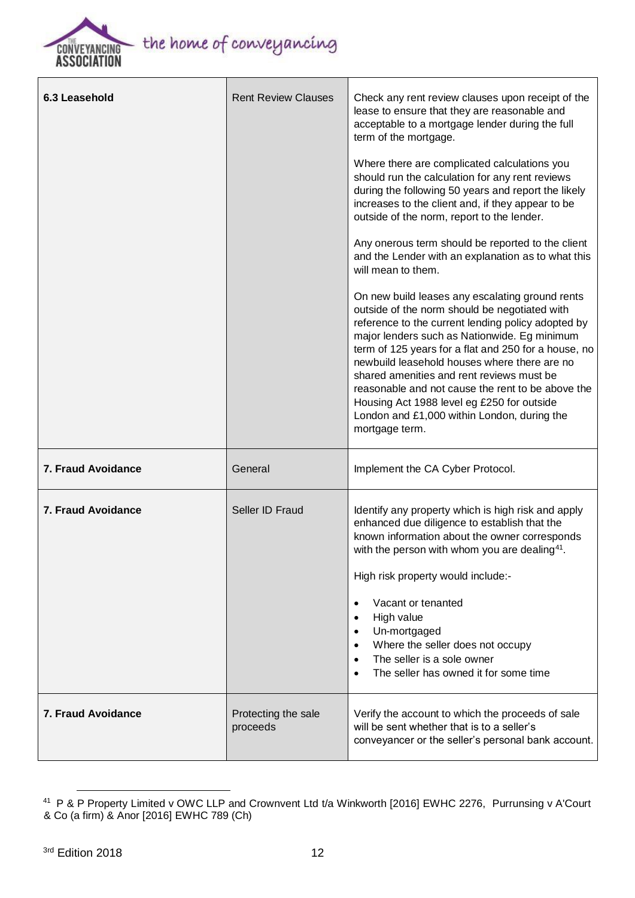| | | |
|---|---|---|
| **6.3 Leasehold** | Rent Review Clauses | Check any rent review clauses upon receipt of the lease to ensure that they are reasonable and acceptable to a mortgage lender during the full term of the mortgage.<br><br>Where there are complicated calculations you should run the calculation for any rent reviews during the following 50 years and report the likely increases to the client and, if they appear to be outside of the norm, report to the lender.<br><br>Any onerous term should be reported to the client and the Lender with an explanation as to what this will mean to them.<br><br>On new build leases any escalating ground rents outside of the norm should be negotiated with reference to the current lending policy adopted by major lenders such as Nationwide. Eg minimum term of 125 years for a flat and 250 for a house, no newbuild leasehold houses where there are no shared amenities and rent reviews must be reasonable and not cause the rent to be above the Housing Act 1988 level eg £250 for outside London and £1,000 within London, during the mortgage term. |
| **7. Fraud Avoidance** | General | Implement the CA Cyber Protocol. |
| **7. Fraud Avoidance** | Seller ID Fraud | Identify any property which is high risk and apply enhanced due diligence to establish that the known information about the owner corresponds with the person with whom you are dealing[41].<br><br>High risk property would include:-<br><br>• Vacant or tenanted<br>• High value<br>• Un-mortgaged<br>• Where the seller does not occupy<br>• The seller is a sole owner<br>• The seller has owned it for some time |
| **7. Fraud Avoidance** | Protecting the sale proceeds | Verify the account to which the proceeds of sale will be sent whether that is to a seller's conveyancer or the seller's personal bank account. |

[41] P & P Property Limited v OWC LLP and Crownvent Ltd t/a Winkworth [2016] EWHC 2276, Purrunsing v A'Court & Co (a firm) & Anor [2016] EWHC 789 (Ch)